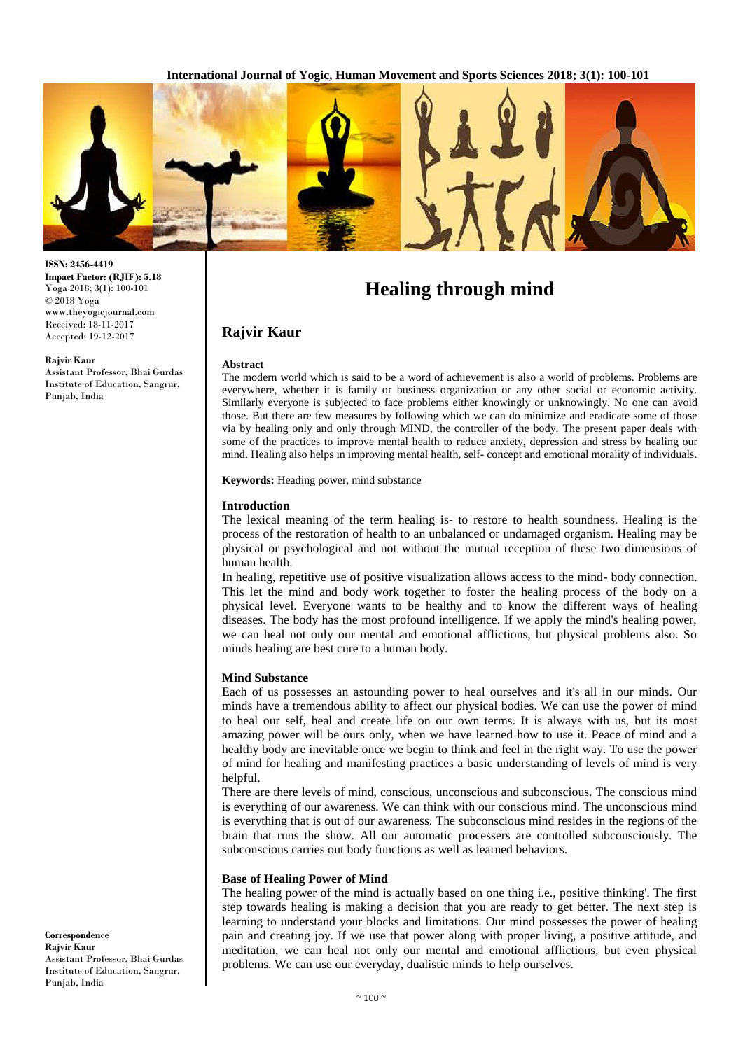**ISSN:** 2456-4419
**Impact Factor: (RJIF):** 5.18
Yoga 2018; 3(1): 100-101
© 2018 Yoga
www.theyogicjournal.com
Received: 18-11-2017
Accepted: 19-12-2017

**Rajvir Kaur**
Assistant Professor, Bhai Gurdas Institute of Education, Sangrur, Punjab, India

**Correspondence**
**Rajvir Kaur**
Assistant Professor, Bhai Gurdas Institute of Education, Sangrur, Punjab, India

# Healing through mind

## Rajvir Kaur

### Abstract

The modern world which is said to be a word of achievement is also a world of problems. Problems are everywhere, whether it is family or business organization or any other social or economic activity. Similarly everyone is subjected to face problems either knowingly or unknowingly. No one can avoid those. But there are few measures by following which we can do minimize and eradicate some of those via by healing only and only through MIND, the controller of the body. The present paper deals with some of the practices to improve mental health to reduce anxiety, depression and stress by healing our mind. Healing also helps in improving mental health, self- concept and emotional morality of individuals.

**Keywords:** Heading power, mind substance

### Introduction

The lexical meaning of the term healing is- to restore to health soundness. Healing is the process of the restoration of health to an unbalanced or undamaged organism. Healing may be physical or psychological and not without the mutual reception of these two dimensions of human health.

In healing, repetitive use of positive visualization allows access to the mind- body connection. This let the mind and body work together to foster the healing process of the body on a physical level. Everyone wants to be healthy and to know the different ways of healing diseases. The body has the most profound intelligence. If we apply the mind's healing power, we can heal not only our mental and emotional afflictions, but physical problems also. So minds healing are best cure to a human body.

### Mind Substance

Each of us possesses an astounding power to heal ourselves and it's all in our minds. Our minds have a tremendous ability to affect our physical bodies. We can use the power of mind to heal our self, heal and create life on our own terms. It is always with us, but its most amazing power will be ours only, when we have learned how to use it. Peace of mind and a healthy body are inevitable once we begin to think and feel in the right way. To use the power of mind for healing and manifesting practices a basic understanding of levels of mind is very helpful.

There are there levels of mind, conscious, unconscious and subconscious. The conscious mind is everything of our awareness. We can think with our conscious mind. The unconscious mind is everything that is out of our awareness. The subconscious mind resides in the regions of the brain that runs the show. All our automatic processers are controlled subconsciously. The subconscious carries out body functions as well as learned behaviors.

### Base of Healing Power of Mind

The healing power of the mind is actually based on one thing i.e., positive thinking'. The first step towards healing is making a decision that you are ready to get better. The next step is learning to understand your blocks and limitations. Our mind possesses the power of healing pain and creating joy. If we use that power along with proper living, a positive attitude, and meditation, we can heal not only our mental and emotional afflictions, but even physical problems. We can use our everyday, dualistic minds to help ourselves.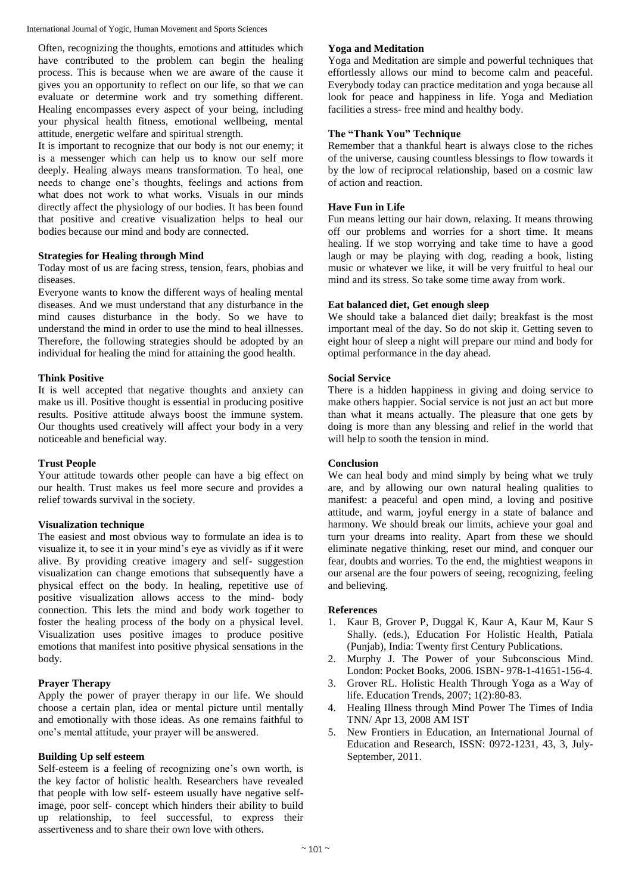Often, recognizing the thoughts, emotions and attitudes which have contributed to the problem can begin the healing process. This is because when we are aware of the cause it gives you an opportunity to reflect on our life, so that we can evaluate or determine work and try something different. Healing encompasses every aspect of your being, including your physical health fitness, emotional wellbeing, mental attitude, energetic welfare and spiritual strength.

It is important to recognize that our body is not our enemy; it is a messenger which can help us to know our self more deeply. Healing always means transformation. To heal, one needs to change one's thoughts, feelings and actions from what does not work to what works. Visuals in our minds directly affect the physiology of our bodies. It has been found that positive and creative visualization helps to heal our bodies because our mind and body are connected.

**Strategies for Healing through Mind**

Today most of us are facing stress, tension, fears, phobias and diseases.

Everyone wants to know the different ways of healing mental diseases. And we must understand that any disturbance in the mind causes disturbance in the body. So we have to understand the mind in order to use the mind to heal illnesses. Therefore, the following strategies should be adopted by an individual for healing the mind for attaining the good health.

**Think Positive**

It is well accepted that negative thoughts and anxiety can make us ill. Positive thought is essential in producing positive results. Positive attitude always boost the immune system. Our thoughts used creatively will affect your body in a very noticeable and beneficial way.

**Trust People**

Your attitude towards other people can have a big effect on our health. Trust makes us feel more secure and provides a relief towards survival in the society.

**Visualization technique**

The easiest and most obvious way to formulate an idea is to visualize it, to see it in your mind's eye as vividly as if it were alive. By providing creative imagery and self- suggestion visualization can change emotions that subsequently have a physical effect on the body. In healing, repetitive use of positive visualization allows access to the mind- body connection. This lets the mind and body work together to foster the healing process of the body on a physical level. Visualization uses positive images to produce positive emotions that manifest into positive physical sensations in the body.

**Prayer Therapy**

Apply the power of prayer therapy in our life. We should choose a certain plan, idea or mental picture until mentally and emotionally with those ideas. As one remains faithful to one's mental attitude, your prayer will be answered.

**Building Up self esteem**

Self-esteem is a feeling of recognizing one's own worth, is the key factor of holistic health. Researchers have revealed that people with low self- esteem usually have negative self-image, poor self- concept which hinders their ability to build up relationship, to feel successful, to express their assertiveness and to share their own love with others.

**Yoga and Meditation**

Yoga and Meditation are simple and powerful techniques that effortlessly allows our mind to become calm and peaceful. Everybody today can practice meditation and yoga because all look for peace and happiness in life. Yoga and Mediation facilities a stress- free mind and healthy body.

**The "Thank You" Technique**

Remember that a thankful heart is always close to the riches of the universe, causing countless blessings to flow towards it by the low of reciprocal relationship, based on a cosmic law of action and reaction.

**Have Fun in Life**

Fun means letting our hair down, relaxing. It means throwing off our problems and worries for a short time. It means healing. If we stop worrying and take time to have a good laugh or may be playing with dog, reading a book, listing music or whatever we like, it will be very fruitful to heal our mind and its stress. So take some time away from work.

**Eat balanced diet, Get enough sleep**

We should take a balanced diet daily; breakfast is the most important meal of the day. So do not skip it. Getting seven to eight hour of sleep a night will prepare our mind and body for optimal performance in the day ahead.

**Social Service**

There is a hidden happiness in giving and doing service to make others happier. Social service is not just an act but more than what it means actually. The pleasure that one gets by doing is more than any blessing and relief in the world that will help to sooth the tension in mind.

**Conclusion**

We can heal body and mind simply by being what we truly are, and by allowing our own natural healing qualities to manifest: a peaceful and open mind, a loving and positive attitude, and warm, joyful energy in a state of balance and harmony. We should break our limits, achieve your goal and turn your dreams into reality. Apart from these we should eliminate negative thinking, reset our mind, and conquer our fear, doubts and worries. To the end, the mightiest weapons in our arsenal are the four powers of seeing, recognizing, feeling and believing.

**References**

1. Kaur B, Grover P, Duggal K, Kaur A, Kaur M, Kaur S Shally. (eds.), Education For Holistic Health, Patiala (Punjab), India: Twenty first Century Publications.
2. Murphy J. The Power of your Subconscious Mind. London: Pocket Books, 2006. ISBN- 978-1-41651-156-4.
3. Grover RL. Holistic Health Through Yoga as a Way of life. Education Trends, 2007; 1(2):80-83.
4. Healing Illness through Mind Power The Times of India TNN/ Apr 13, 2008 AM IST
5. New Frontiers in Education, an International Journal of Education and Research, ISSN: 0972-1231, 43, 3, July-September, 2011.